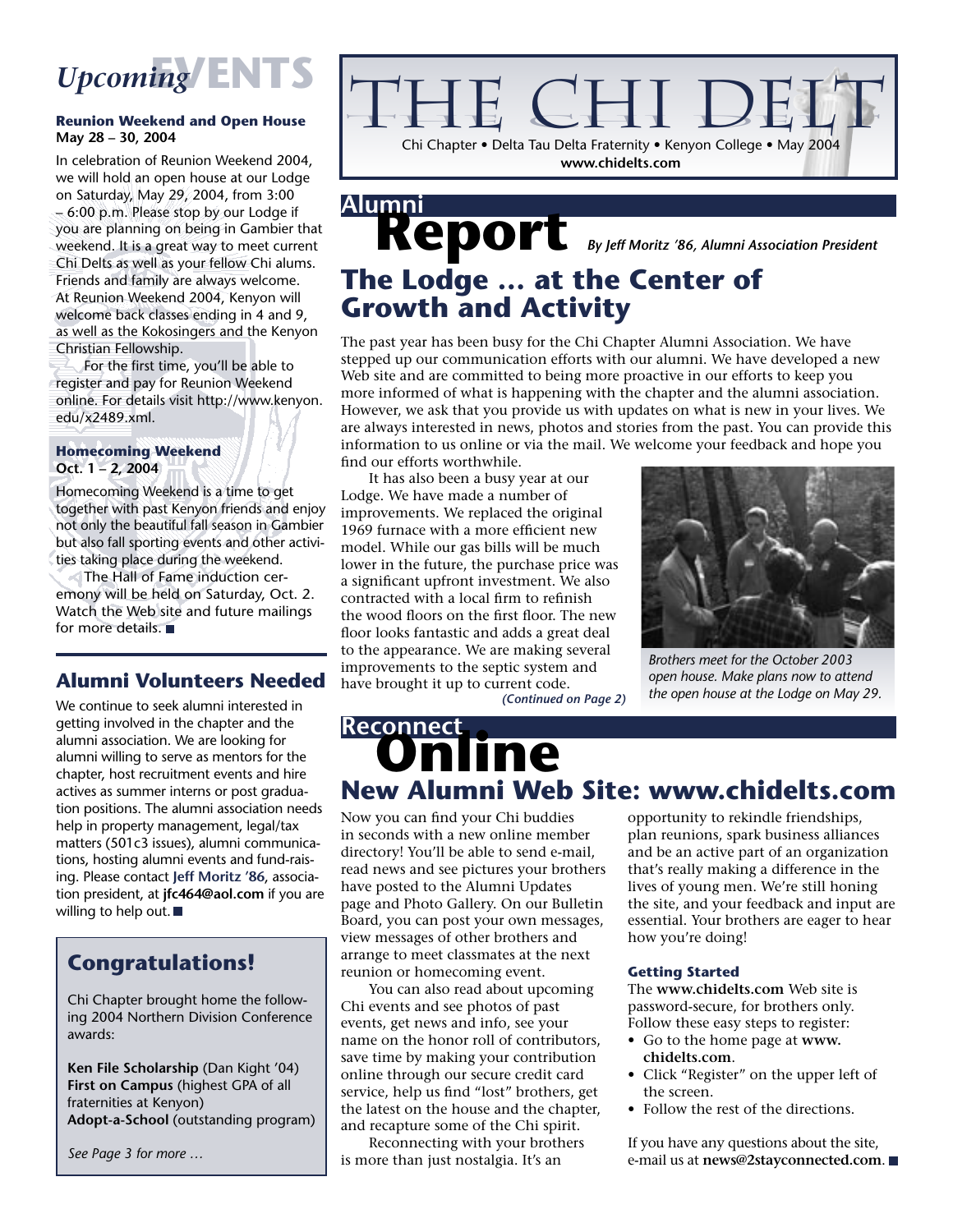# THE CHI DELT

Chi Chapter • Delta Tau Delta Fraternity • Kenyon College • May 2004
**www.chidelts.com**

## Alumni Report

*By Jeff Moritz '86, Alumni Association President*

### The Lodge … at the Center of Growth and Activity

The past year has been busy for the Chi Chapter Alumni Association. We have stepped up our communication efforts with our alumni. We have developed a new Web site and are committed to being more proactive in our efforts to keep you more informed of what is happening with the chapter and the alumni association. However, we ask that you provide us with updates on what is new in your lives. We are always interested in news, photos and stories from the past. You can provide this information to us online or via the mail. We welcome your feedback and hope you find our efforts worthwhile.

It has also been a busy year at our Lodge. We have made a number of improvements. We replaced the original 1969 furnace with a more efficient new model. While our gas bills will be much lower in the future, the purchase price was a significant upfront investment. We also contracted with a local firm to refinish the wood floors on the first floor. The new floor looks fantastic and adds a great deal to the appearance. We are making several improvements to the septic system and have brought it up to current code.

***(Continued on Page 2)***

*Brothers meet for the October 2003 open house. Make plans now to attend the open house at the Lodge on May 29.*

## Reconnect Online

### New Alumni Web Site: www.chidelts.com

Now you can find your Chi buddies in seconds with a new online member directory! You'll be able to send e-mail, read news and see pictures your brothers have posted to the Alumni Updates page and Photo Gallery. On our Bulletin Board, you can post your own messages, view messages of other brothers and arrange to meet classmates at the next reunion or homecoming event.

You can also read about upcoming Chi events and see photos of past events, get news and info, see your name on the honor roll of contributors, save time by making your contribution online through our secure credit card service, help us find "lost" brothers, get the latest on the house and the chapter, and recapture some of the Chi spirit.

Reconnecting with your brothers is more than just nostalgia. It's an opportunity to rekindle friendships, plan reunions, spark business alliances and be an active part of an organization that's really making a difference in the lives of young men. We're still honing the site, and your feedback and input are essential. Your brothers are eager to hear how you're doing!

#### Getting Started

The **www.chidelts.com** Web site is password-secure, for brothers only. Follow these easy steps to register:

- Go to the home page at **www.chidelts.com**.
- Click "Register" on the upper left of the screen.
- Follow the rest of the directions.

If you have any questions about the site, e-mail us at **news@2stayconnected.com**.

## *Upcoming* EVENTS

**Reunion Weekend and Open House**
**May 28 – 30, 2004**

In celebration of Reunion Weekend 2004, we will hold an open house at our Lodge on Saturday, May 29, 2004, from 3:00 – 6:00 p.m. Please stop by our Lodge if you are planning on being in Gambier that weekend. It is a great way to meet current Chi Delts as well as your fellow Chi alums. Friends and family are always welcome. At Reunion Weekend 2004, Kenyon will welcome back classes ending in 4 and 9, as well as the Kokosingers and the Kenyon Christian Fellowship.

For the first time, you'll be able to register and pay for Reunion Weekend online. For details visit http://www.kenyon.edu/x2489.xml.

**Homecoming Weekend**
**Oct. 1 – 2, 2004**

Homecoming Weekend is a time to get together with past Kenyon friends and enjoy not only the beautiful fall season in Gambier but also fall sporting events and other activities taking place during the weekend.

The Hall of Fame induction ceremony will be held on Saturday, Oct. 2. Watch the Web site and future mailings for more details.

## Alumni Volunteers Needed

We continue to seek alumni interested in getting involved in the chapter and the alumni association. We are looking for alumni willing to serve as mentors for the chapter, host recruitment events and hire actives as summer interns or post graduation positions. The alumni association needs help in property management, legal/tax matters (501c3 issues), alumni communications, hosting alumni events and fund-raising. Please contact **Jeff Moritz '86**, association president, at **jfc464@aol.com** if you are willing to help out.

## Congratulations!

Chi Chapter brought home the following 2004 Northern Division Conference awards:

**Ken File Scholarship** (Dan Kight '04)
**First on Campus** (highest GPA of all fraternities at Kenyon)
**Adopt-a-School** (outstanding program)

*See Page 3 for more …*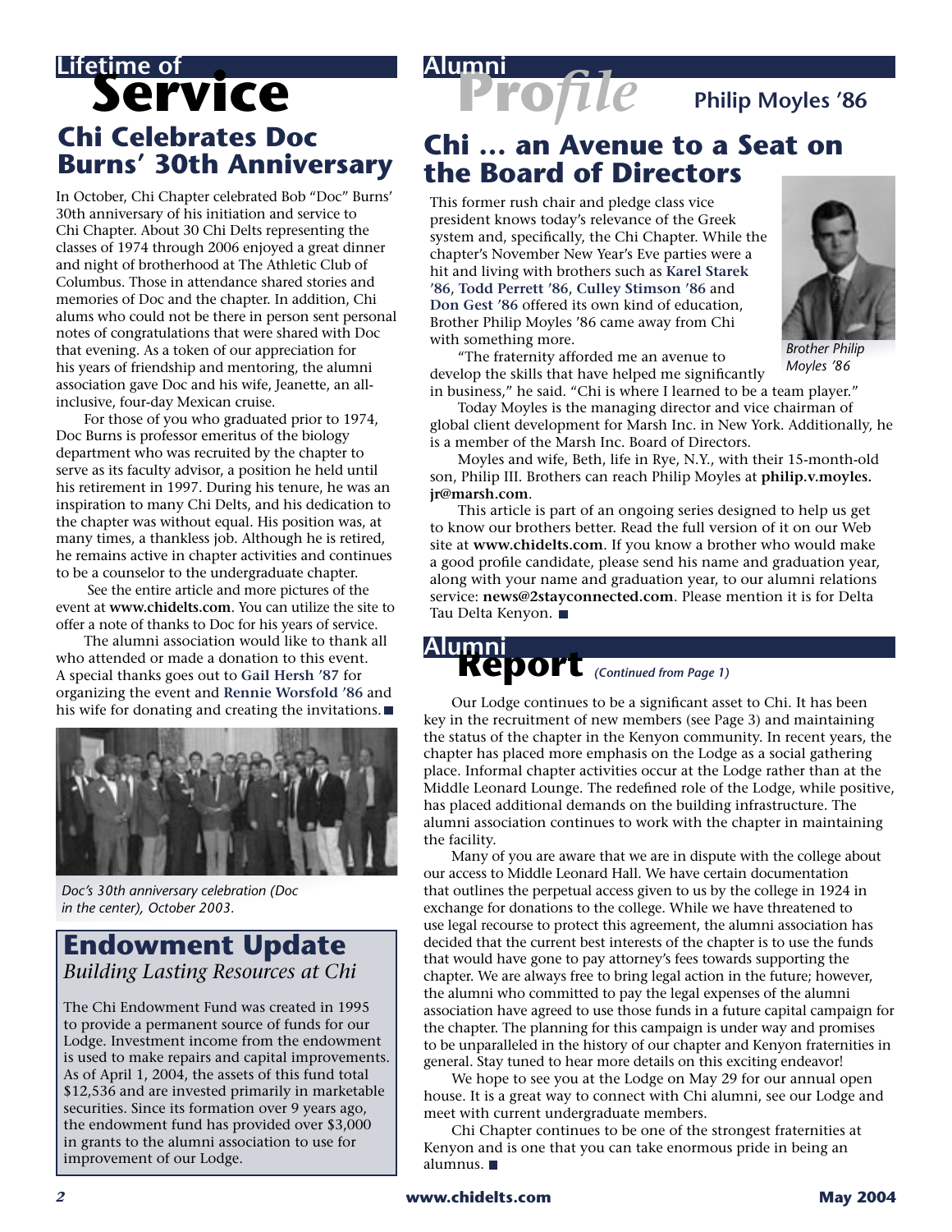## Lifetime of Service

### Chi Celebrates Doc Burns' 30th Anniversary

In October, Chi Chapter celebrated Bob "Doc" Burns' 30th anniversary of his initiation and service to Chi Chapter. About 30 Chi Delts representing the classes of 1974 through 2006 enjoyed a great dinner and night of brotherhood at The Athletic Club of Columbus. Those in attendance shared stories and memories of Doc and the chapter. In addition, Chi alums who could not be there in person sent personal notes of congratulations that were shared with Doc that evening. As a token of our appreciation for his years of friendship and mentoring, the alumni association gave Doc and his wife, Jeanette, an all-inclusive, four-day Mexican cruise.

For those of you who graduated prior to 1974, Doc Burns is professor emeritus of the biology department who was recruited by the chapter to serve as its faculty advisor, a position he held until his retirement in 1997. During his tenure, he was an inspiration to many Chi Delts, and his dedication to the chapter was without equal. His position was, at many times, a thankless job. Although he is retired, he remains active in chapter activities and continues to be a counselor to the undergraduate chapter.

See the entire article and more pictures of the event at **www.chidelts.com**. You can utilize the site to offer a note of thanks to Doc for his years of service.

The alumni association would like to thank all who attended or made a donation to this event. A special thanks goes out to **Gail Hersh '87** for organizing the event and **Rennie Worsfold '86** and his wife for donating and creating the invitations.

*Doc's 30th anniversary celebration (Doc in the center), October 2003.*

## Endowment Update

*Building Lasting Resources at Chi*

The Chi Endowment Fund was created in 1995 to provide a permanent source of funds for our Lodge. Investment income from the endowment is used to make repairs and capital improvements. As of April 1, 2004, the assets of this fund total $12,536 and are invested primarily in marketable securities. Since its formation over 9 years ago, the endowment fund has provided over $3,000 in grants to the alumni association to use for improvement of our Lodge.

## Alumni Profile

**Philip Moyles '86**

### Chi … an Avenue to a Seat on the Board of Directors

This former rush chair and pledge class vice president knows today's relevance of the Greek system and, specifically, the Chi Chapter. While the chapter's November New Year's Eve parties were a hit and living with brothers such as **Karel Starek '86**, **Todd Perrett '86**, **Culley Stimson '86** and **Don Gest '86** offered its own kind of education, Brother Philip Moyles '86 came away from Chi with something more.

*Brother Philip Moyles '86*

"The fraternity afforded me an avenue to develop the skills that have helped me significantly in business," he said. "Chi is where I learned to be a team player."

Today Moyles is the managing director and vice chairman of global client development for Marsh Inc. in New York. Additionally, he is a member of the Marsh Inc. Board of Directors.

Moyles and wife, Beth, life in Rye, N.Y., with their 15-month-old son, Philip III. Brothers can reach Philip Moyles at **philip.v.moyles.jr@marsh.com**.

This article is part of an ongoing series designed to help us get to know our brothers better. Read the full version of it on our Web site at **www.chidelts.com**. If you know a brother who would make a good profile candidate, please send his name and graduation year, along with your name and graduation year, to our alumni relations service: **news@2stayconnected.com**. Please mention it is for Delta Tau Delta Kenyon.

## Alumni Report *(Continued from Page 1)*

Our Lodge continues to be a significant asset to Chi. It has been key in the recruitment of new members (see Page 3) and maintaining the status of the chapter in the Kenyon community. In recent years, the chapter has placed more emphasis on the Lodge as a social gathering place. Informal chapter activities occur at the Lodge rather than at the Middle Leonard Lounge. The redefined role of the Lodge, while positive, has placed additional demands on the building infrastructure. The alumni association continues to work with the chapter in maintaining the facility.

Many of you are aware that we are in dispute with the college about our access to Middle Leonard Hall. We have certain documentation that outlines the perpetual access given to us by the college in 1924 in exchange for donations to the college. While we have threatened to use legal recourse to protect this agreement, the alumni association has decided that the current best interests of the chapter is to use the funds that would have gone to pay attorney's fees towards supporting the chapter. We are always free to bring legal action in the future; however, the alumni who committed to pay the legal expenses of the alumni association have agreed to use those funds in a future capital campaign for the chapter. The planning for this campaign is under way and promises to be unparalleled in the history of our chapter and Kenyon fraternities in general. Stay tuned to hear more details on this exciting endeavor!

We hope to see you at the Lodge on May 29 for our annual open house. It is a great way to connect with Chi alumni, see our Lodge and meet with current undergraduate members.

Chi Chapter continues to be one of the strongest fraternities at Kenyon and is one that you can take enormous pride in being an alumnus.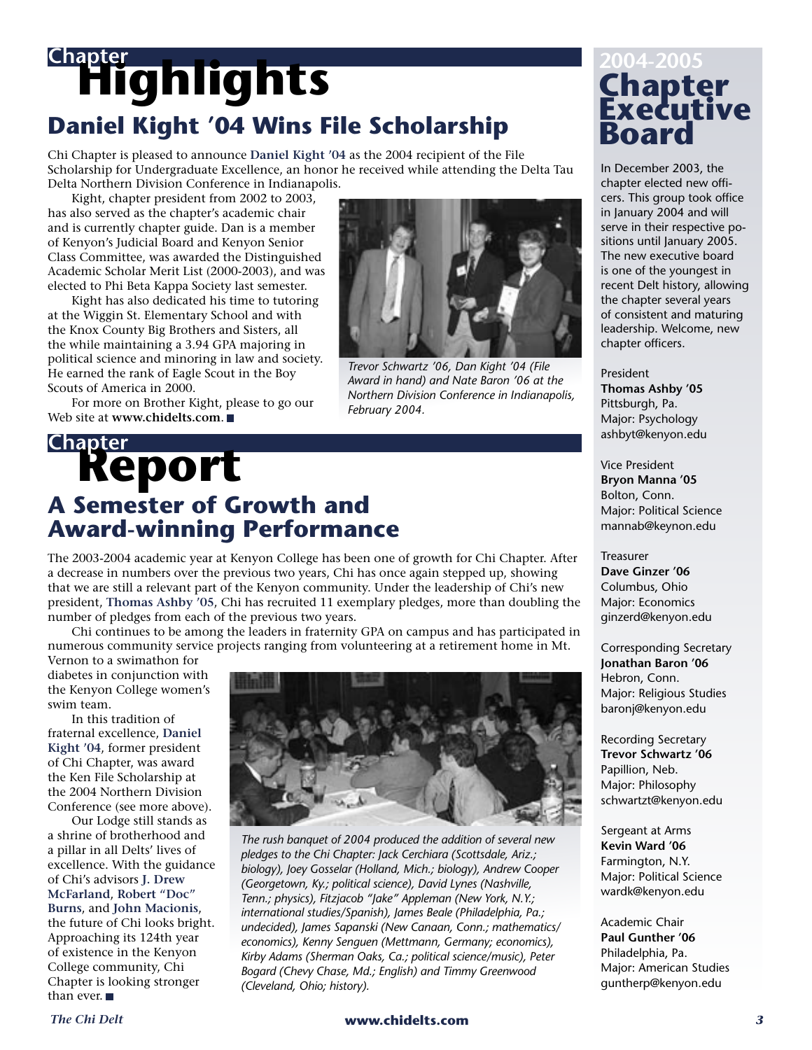# Chapter Highlights

## Daniel Kight '04 Wins File Scholarship

Chi Chapter is pleased to announce **Daniel Kight '04** as the 2004 recipient of the File Scholarship for Undergraduate Excellence, an honor he received while attending the Delta Tau Delta Northern Division Conference in Indianapolis.

Kight, chapter president from 2002 to 2003, has also served as the chapter's academic chair and is currently chapter guide. Dan is a member of Kenyon's Judicial Board and Kenyon Senior Class Committee, was awarded the Distinguished Academic Scholar Merit List (2000-2003), and was elected to Phi Beta Kappa Society last semester.

Kight has also dedicated his time to tutoring at the Wiggin St. Elementary School and with the Knox County Big Brothers and Sisters, all the while maintaining a 3.94 GPA majoring in political science and minoring in law and society. He earned the rank of Eagle Scout in the Boy Scouts of America in 2000.

For more on Brother Kight, please to go our Web site at **www.chidelts.com**. ■

*Trevor Schwartz '06, Dan Kight '04 (File Award in hand) and Nate Baron '06 at the Northern Division Conference in Indianapolis, February 2004.*

# Chapter Report

## A Semester of Growth and Award-winning Performance

The 2003-2004 academic year at Kenyon College has been one of growth for Chi Chapter. After a decrease in numbers over the previous two years, Chi has once again stepped up, showing that we are still a relevant part of the Kenyon community. Under the leadership of Chi's new president, **Thomas Ashby '05**, Chi has recruited 11 exemplary pledges, more than doubling the number of pledges from each of the previous two years.

Chi continues to be among the leaders in fraternity GPA on campus and has participated in numerous community service projects ranging from volunteering at a retirement home in Mt. Vernon to a swimathon for diabetes in conjunction with the Kenyon College women's swim team.

In this tradition of fraternal excellence, **Daniel Kight '04**, former president of Chi Chapter, was award the Ken File Scholarship at the 2004 Northern Division Conference (see more above).

Our Lodge still stands as a shrine of brotherhood and a pillar in all Delts' lives of excellence. With the guidance of Chi's advisors **J. Drew McFarland**, **Robert "Doc" Burns**, and **John Macionis**, the future of Chi looks bright. Approaching its 124th year of existence in the Kenyon College community, Chi Chapter is looking stronger than ever. ■

*The rush banquet of 2004 produced the addition of several new pledges to the Chi Chapter: Jack Cerchiara (Scottsdale, Ariz.; biology), Joey Gosselar (Holland, Mich.; biology), Andrew Cooper (Georgetown, Ky.; political science), David Lynes (Nashville, Tenn.; physics), Fitzjacob "Jake" Appleman (New York, N.Y.; international studies/Spanish), James Beale (Philadelphia, Pa.; undecided), James Sapanski (New Canaan, Conn.; mathematics/economics), Kenny Senguen (Mettmann, Germany; economics), Kirby Adams (Sherman Oaks, Ca.; political science/music), Peter Bogard (Chevy Chase, Md.; English) and Timmy Greenwood (Cleveland, Ohio; history).*

# 2004-2005 Chapter Executive Board

In December 2003, the chapter elected new officers. This group took office in January 2004 and will serve in their respective positions until January 2005. The new executive board is one of the youngest in recent Delt history, allowing the chapter several years of consistent and maturing leadership. Welcome, new chapter officers.

President
**Thomas Ashby '05**
Pittsburgh, Pa.
Major: Psychology
ashbyt@kenyon.edu

Vice President
**Bryon Manna '05**
Bolton, Conn.
Major: Political Science
mannab@keynon.edu

Treasurer
**Dave Ginzer '06**
Columbus, Ohio
Major: Economics
ginzerd@kenyon.edu

Corresponding Secretary
**Jonathan Baron '06**
Hebron, Conn.
Major: Religious Studies
baronj@kenyon.edu

Recording Secretary
**Trevor Schwartz '06**
Papillion, Neb.
Major: Philosophy
schwartzt@kenyon.edu

Sergeant at Arms
**Kevin Ward '06**
Farmington, N.Y.
Major: Political Science
wardk@kenyon.edu

Academic Chair
**Paul Gunther '06**
Philadelphia, Pa.
Major: American Studies
guntherp@kenyon.edu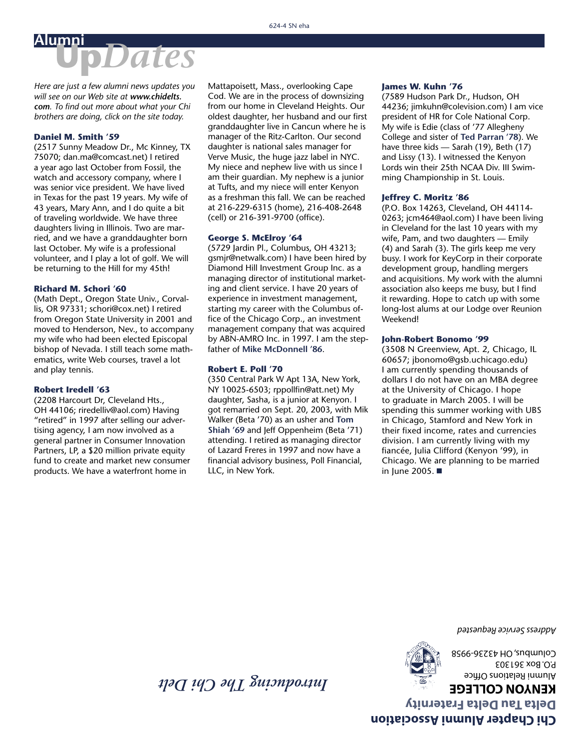# Alumni UpDates

*Here are just a few alumni news updates you will see on our Web site at **www.chidelts.com**. To find out more about what your Chi brothers are doing, click on the site today.*

**Daniel M. Smith '59**

(2517 Sunny Meadow Dr., Mc Kinney, TX 75070; dan.ma@comcast.net) I retired a year ago last October from Fossil, the watch and accessory company, where I was senior vice president. We have lived in Texas for the past 19 years. My wife of 43 years, Mary Ann, and I do quite a bit of traveling worldwide. We have three daughters living in Illinois. Two are married, and we have a granddaughter born last October. My wife is a professional volunteer, and I play a lot of golf. We will be returning to the Hill for my 45th!

**Richard M. Schori '60**

(Math Dept., Oregon State Univ., Corvallis, OR 97331; schori@cox.net) I retired from Oregon State University in 2001 and moved to Henderson, Nev., to accompany my wife who had been elected Episcopal bishop of Nevada. I still teach some mathematics, write Web courses, travel a lot and play tennis.

**Robert Iredell '63**

(2208 Harcourt Dr, Cleveland Hts., OH 44106; riredelliv@aol.com) Having "retired" in 1997 after selling our advertising agency, I am now involved as a general partner in Consumer Innovation Partners, LP, a $20 million private equity fund to create and market new consumer products. We have a waterfront home in Mattapoisett, Mass., overlooking Cape Cod. We are in the process of downsizing from our home in Cleveland Heights. Our oldest daughter, her husband and our first granddaughter live in Cancun where he is manager of the Ritz-Carlton. Our second daughter is national sales manager for Verve Music, the huge jazz label in NYC. My niece and nephew live with us since I am their guardian. My nephew is a junior at Tufts, and my niece will enter Kenyon as a freshman this fall. We can be reached at 216-229-6315 (home), 216-408-2648 (cell) or 216-391-9700 (office).

**George S. McElroy '64**

(5729 Jardin Pl., Columbus, OH 43213; gsmjr@netwalk.com) I have been hired by Diamond Hill Investment Group Inc. as a managing director of institutional marketing and client service. I have 20 years of experience in investment management, starting my career with the Columbus office of the Chicago Corp., an investment management company that was acquired by ABN-AMRO Inc. in 1997. I am the stepfather of **Mike McDonnell '86**.

**Robert E. Poll '70**

(350 Central Park W Apt 13A, New York, NY 10025-6503; rppollfin@att.net) My daughter, Sasha, is a junior at Kenyon. I got remarried on Sept. 20, 2003, with Mik Walker (Beta '70) as an usher and **Tom Shiah '69** and Jeff Oppenheim (Beta '71) attending. I retired as managing director of Lazard Freres in 1997 and now have a financial advisory business, Poll Financial, LLC, in New York.

**James W. Kuhn '76**

(7589 Hudson Park Dr., Hudson, OH 44236; jimkuhn@colevision.com) I am vice president of HR for Cole National Corp. My wife is Edie (class of '77 Allegheny College and sister of **Ted Parran '78**). We have three kids — Sarah (19), Beth (17) and Lissy (13). I witnessed the Kenyon Lords win their 25th NCAA Div. III Swimming Championship in St. Louis.

**Jeffrey C. Moritz '86**

(P.O. Box 14263, Cleveland, OH 44114-0263; jcm464@aol.com) I have been living in Cleveland for the last 10 years with my wife, Pam, and two daughters — Emily (4) and Sarah (3). The girls keep me very busy. I work for KeyCorp in their corporate development group, handling mergers and acquisitions. My work with the alumni association also keeps me busy, but I find it rewarding. Hope to catch up with some long-lost alums at our Lodge over Reunion Weekend!

**John-Robert Bonomo '99**

(3508 N Greenview, Apt. 2, Chicago, IL 60657; jbonomo@gsb.uchicago.edu) I am currently spending thousands of dollars I do not have on an MBA degree at the University of Chicago. I hope to graduate in March 2005. I will be spending this summer working with UBS in Chicago, Stamford and New York in their fixed income, rates and currencies division. I am currently living with my fiancée, Julia Clifford (Kenyon '99), in Chicago. We are planning to be married in June 2005. ■

**Chi Chapter Alumni Association**
**Delta Tau Delta Fraternity**
**KENYON COLLEGE**
Alumni Relations Office
P.O. Box 361303
Columbus, OH 43236-9958

*Address Service Requested*

*Introducing The Chi Delt*